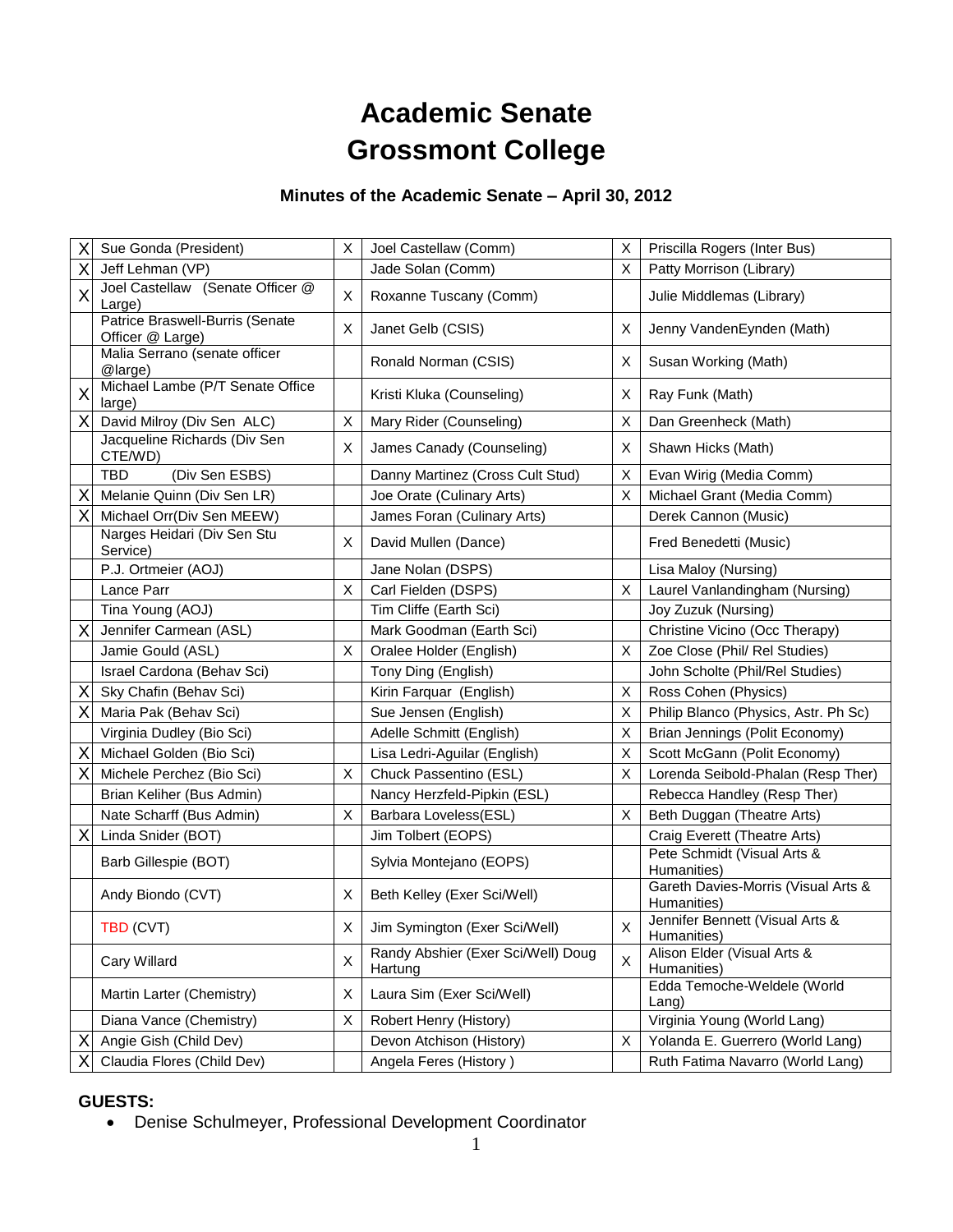# Academic Senate
# Grossmont College

### Minutes of the Academic Senate – April 30, 2012

| | | | | | |
|---|---|---|---|---|---|
| X | Sue Gonda (President) | X | Joel Castellaw (Comm) | X | Priscilla Rogers (Inter Bus) |
| X | Jeff Lehman (VP) | | Jade Solan (Comm) | X | Patty Morrison (Library) |
| X | Joel Castellaw (Senate Officer @ Large) | X | Roxanne Tuscany (Comm) | | Julie Middlemas (Library) |
| | Patrice Braswell-Burris (Senate Officer @ Large) | X | Janet Gelb (CSIS) | X | Jenny VandenEynden (Math) |
| | Malia Serrano (senate officer @large) | | Ronald Norman (CSIS) | X | Susan Working (Math) |
| X | Michael Lambe (P/T Senate Office large) | | Kristi Kluka (Counseling) | X | Ray Funk (Math) |
| X | David Milroy (Div Sen ALC) | X | Mary Rider (Counseling) | X | Dan Greenheck (Math) |
| | Jacqueline Richards (Div Sen CTE/WD) | X | James Canady (Counseling) | X | Shawn Hicks (Math) |
| | TBD (Div Sen ESBS) | | Danny Martinez (Cross Cult Stud) | X | Evan Wirig (Media Comm) |
| X | Melanie Quinn (Div Sen LR) | | Joe Orate (Culinary Arts) | X | Michael Grant (Media Comm) |
| X | Michael Orr(Div Sen MEEW) | | James Foran (Culinary Arts) | | Derek Cannon (Music) |
| | Narges Heidari (Div Sen Stu Service) | X | David Mullen (Dance) | | Fred Benedetti (Music) |
| | P.J. Ortmeier (AOJ) | | Jane Nolan (DSPS) | | Lisa Maloy (Nursing) |
| | Lance Parr | X | Carl Fielden (DSPS) | X | Laurel Vanlandingham (Nursing) |
| | Tina Young (AOJ) | | Tim Cliffe (Earth Sci) | | Joy Zuzuk (Nursing) |
| X | Jennifer Carmean (ASL) | | Mark Goodman (Earth Sci) | | Christine Vicino (Occ Therapy) |
| | Jamie Gould (ASL) | X | Oralee Holder (English) | X | Zoe Close (Phil/ Rel Studies) |
| | Israel Cardona (Behav Sci) | | Tony Ding (English) | | John Scholte (Phil/Rel Studies) |
| X | Sky Chafin (Behav Sci) | | Kirin Farquar (English) | X | Ross Cohen (Physics) |
| X | Maria Pak (Behav Sci) | | Sue Jensen (English) | X | Philip Blanco (Physics, Astr. Ph Sc) |
| | Virginia Dudley (Bio Sci) | | Adelle Schmitt (English) | X | Brian Jennings (Polit Economy) |
| X | Michael Golden (Bio Sci) | | Lisa Ledri-Aguilar (English) | X | Scott McGann (Polit Economy) |
| X | Michele Perchez (Bio Sci) | X | Chuck Passentino (ESL) | X | Lorenda Seibold-Phalan (Resp Ther) |
| | Brian Keliher (Bus Admin) | | Nancy Herzfeld-Pipkin (ESL) | | Rebecca Handley (Resp Ther) |
| | Nate Scharff (Bus Admin) | X | Barbara Loveless(ESL) | X | Beth Duggan (Theatre Arts) |
| X | Linda Snider (BOT) | | Jim Tolbert (EOPS) | | Craig Everett (Theatre Arts) |
| | Barb Gillespie (BOT) | | Sylvia Montejano (EOPS) | | Pete Schmidt (Visual Arts & Humanities) |
| | Andy Biondo (CVT) | X | Beth Kelley (Exer Sci/Well) | | Gareth Davies-Morris (Visual Arts & Humanities) |
| | TBD (CVT) | X | Jim Symington (Exer Sci/Well) | X | Jennifer Bennett (Visual Arts & Humanities) |
| | Cary Willard | X | Randy Abshier (Exer Sci/Well) Doug Hartung | X | Alison Elder (Visual Arts & Humanities) |
| | Martin Larter (Chemistry) | X | Laura Sim (Exer Sci/Well) | | Edda Temoche-Weldele (World Lang) |
| | Diana Vance (Chemistry) | X | Robert Henry (History) | | Virginia Young (World Lang) |
| X | Angie Gish (Child Dev) | | Devon Atchison (History) | X | Yolanda E. Guerrero (World Lang) |
| X | Claudia Flores (Child Dev) | | Angela Feres (History ) | | Ruth Fatima Navarro (World Lang) |

**GUESTS:**

- Denise Schulmeyer, Professional Development Coordinator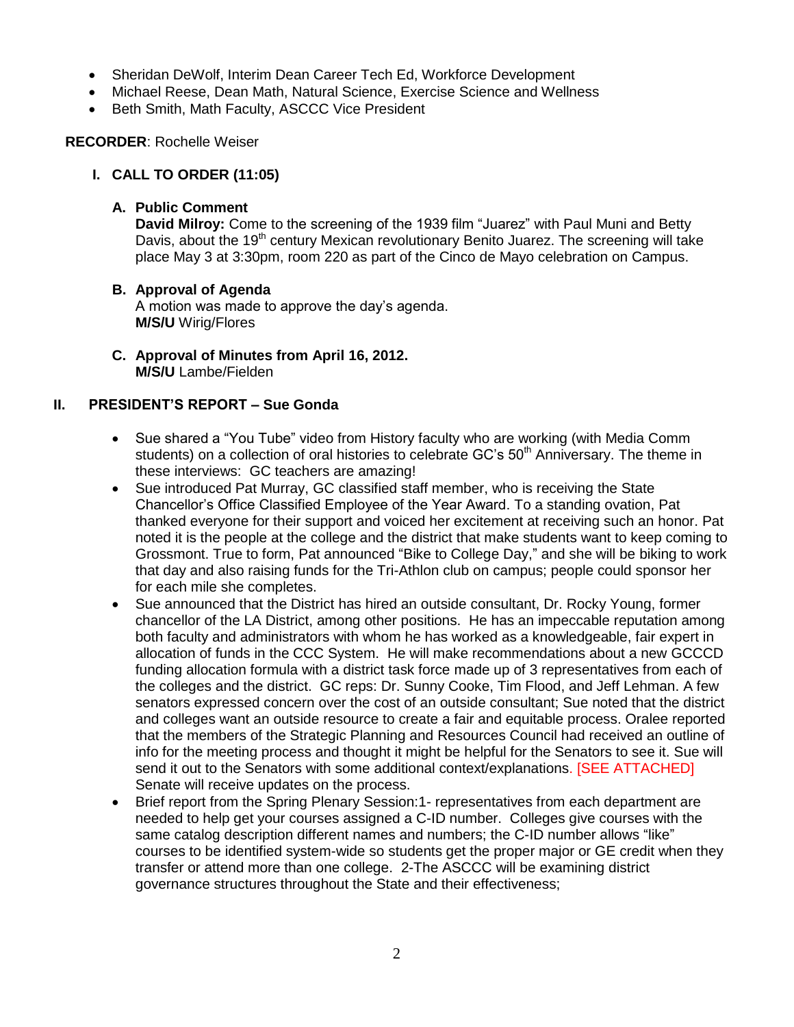- Sheridan DeWolf, Interim Dean Career Tech Ed, Workforce Development
- Michael Reese, Dean Math, Natural Science, Exercise Science and Wellness
- Beth Smith, Math Faculty, ASCCC Vice President

**RECORDER**: Rochelle Weiser

## I. CALL TO ORDER (11:05)

### A. Public Comment

**David Milroy:** Come to the screening of the 1939 film "Juarez" with Paul Muni and Betty Davis, about the 19th century Mexican revolutionary Benito Juarez. The screening will take place May 3 at 3:30pm, room 220 as part of the Cinco de Mayo celebration on Campus.

### B. Approval of Agenda

A motion was made to approve the day's agenda.
**M/S/U** Wirig/Flores

### C. Approval of Minutes from April 16, 2012.

**M/S/U** Lambe/Fielden

## II. PRESIDENT'S REPORT – Sue Gonda

- Sue shared a "You Tube" video from History faculty who are working (with Media Comm students) on a collection of oral histories to celebrate GC's 50th Anniversary. The theme in these interviews: GC teachers are amazing!
- Sue introduced Pat Murray, GC classified staff member, who is receiving the State Chancellor's Office Classified Employee of the Year Award. To a standing ovation, Pat thanked everyone for their support and voiced her excitement at receiving such an honor. Pat noted it is the people at the college and the district that make students want to keep coming to Grossmont. True to form, Pat announced "Bike to College Day," and she will be biking to work that day and also raising funds for the Tri-Athlon club on campus; people could sponsor her for each mile she completes.
- Sue announced that the District has hired an outside consultant, Dr. Rocky Young, former chancellor of the LA District, among other positions. He has an impeccable reputation among both faculty and administrators with whom he has worked as a knowledgeable, fair expert in allocation of funds in the CCC System. He will make recommendations about a new GCCCD funding allocation formula with a district task force made up of 3 representatives from each of the colleges and the district. GC reps: Dr. Sunny Cooke, Tim Flood, and Jeff Lehman. A few senators expressed concern over the cost of an outside consultant; Sue noted that the district and colleges want an outside resource to create a fair and equitable process. Oralee reported that the members of the Strategic Planning and Resources Council had received an outline of info for the meeting process and thought it might be helpful for the Senators to see it. Sue will send it out to the Senators with some additional context/explanations. [SEE ATTACHED] Senate will receive updates on the process.
- Brief report from the Spring Plenary Session:1- representatives from each department are needed to help get your courses assigned a C-ID number. Colleges give courses with the same catalog description different names and numbers; the C-ID number allows "like" courses to be identified system-wide so students get the proper major or GE credit when they transfer or attend more than one college. 2-The ASCCC will be examining district governance structures throughout the State and their effectiveness;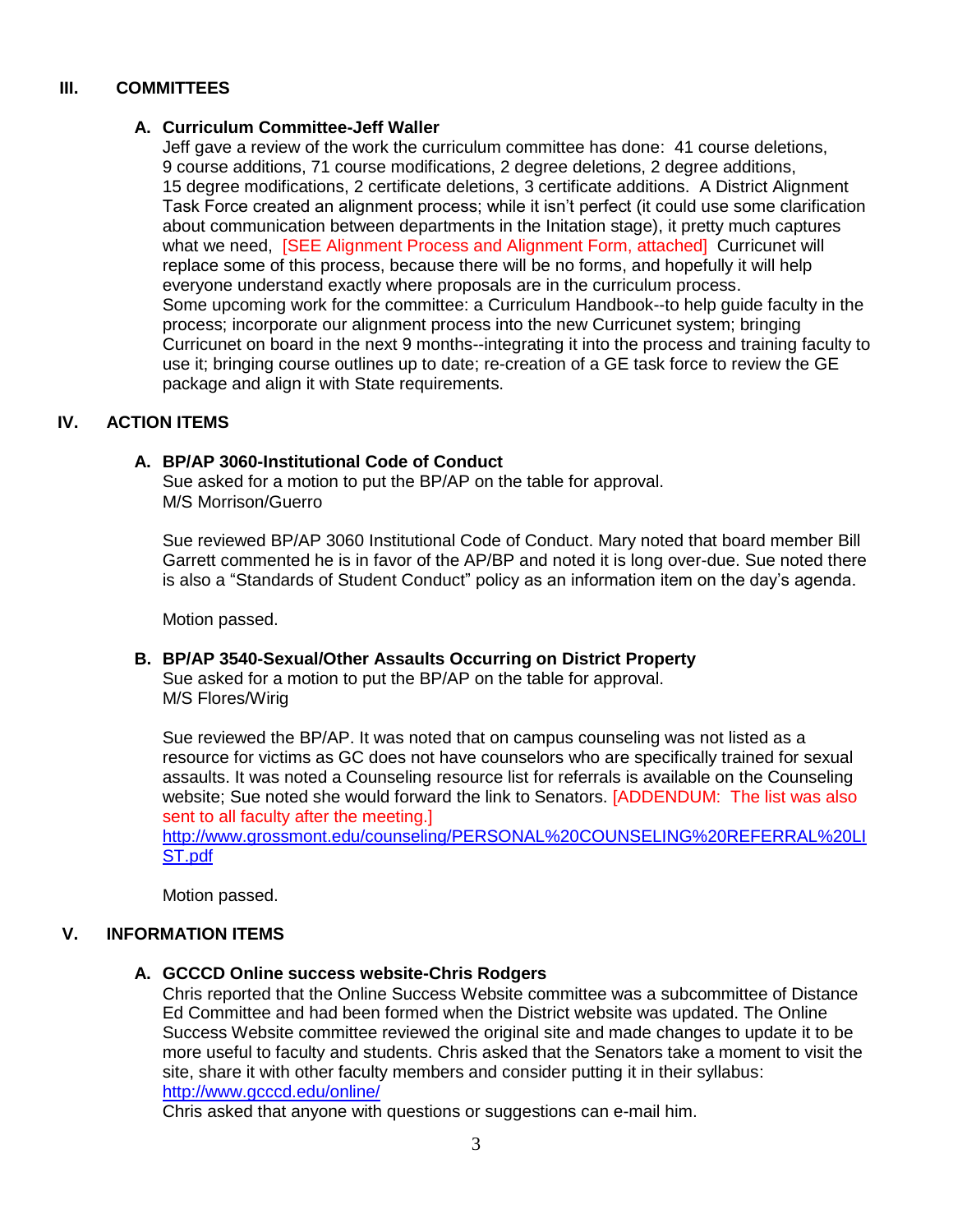## III. COMMITTEES

### A. Curriculum Committee-Jeff Waller

Jeff gave a review of the work the curriculum committee has done: 41 course deletions, 9 course additions, 71 course modifications, 2 degree deletions, 2 degree additions, 15 degree modifications, 2 certificate deletions, 3 certificate additions. A District Alignment Task Force created an alignment process; while it isn't perfect (it could use some clarification about communication between departments in the Initation stage), it pretty much captures what we need, [SEE Alignment Process and Alignment Form, attached] Curricunet will replace some of this process, because there will be no forms, and hopefully it will help everyone understand exactly where proposals are in the curriculum process.
Some upcoming work for the committee: a Curriculum Handbook--to help guide faculty in the process; incorporate our alignment process into the new Curricunet system; bringing Curricunet on board in the next 9 months--integrating it into the process and training faculty to use it; bringing course outlines up to date; re-creation of a GE task force to review the GE package and align it with State requirements.

## IV. ACTION ITEMS

### A. BP/AP 3060-Institutional Code of Conduct

Sue asked for a motion to put the BP/AP on the table for approval.
M/S Morrison/Guerro

Sue reviewed BP/AP 3060 Institutional Code of Conduct. Mary noted that board member Bill Garrett commented he is in favor of the AP/BP and noted it is long over-due. Sue noted there is also a "Standards of Student Conduct" policy as an information item on the day's agenda.

Motion passed.

### B. BP/AP 3540-Sexual/Other Assaults Occurring on District Property

Sue asked for a motion to put the BP/AP on the table for approval.
M/S Flores/Wirig

Sue reviewed the BP/AP. It was noted that on campus counseling was not listed as a resource for victims as GC does not have counselors who are specifically trained for sexual assaults. It was noted a Counseling resource list for referrals is available on the Counseling website; Sue noted she would forward the link to Senators. [ADDENDUM: The list was also sent to all faculty after the meeting.]
http://www.grossmont.edu/counseling/PERSONAL%20COUNSELING%20REFERRAL%20LIST.pdf

Motion passed.

## V. INFORMATION ITEMS

### A. GCCCD Online success website-Chris Rodgers

Chris reported that the Online Success Website committee was a subcommittee of Distance Ed Committee and had been formed when the District website was updated. The Online Success Website committee reviewed the original site and made changes to update it to be more useful to faculty and students. Chris asked that the Senators take a moment to visit the site, share it with other faculty members and consider putting it in their syllabus:
http://www.gcccd.edu/online/
Chris asked that anyone with questions or suggestions can e-mail him.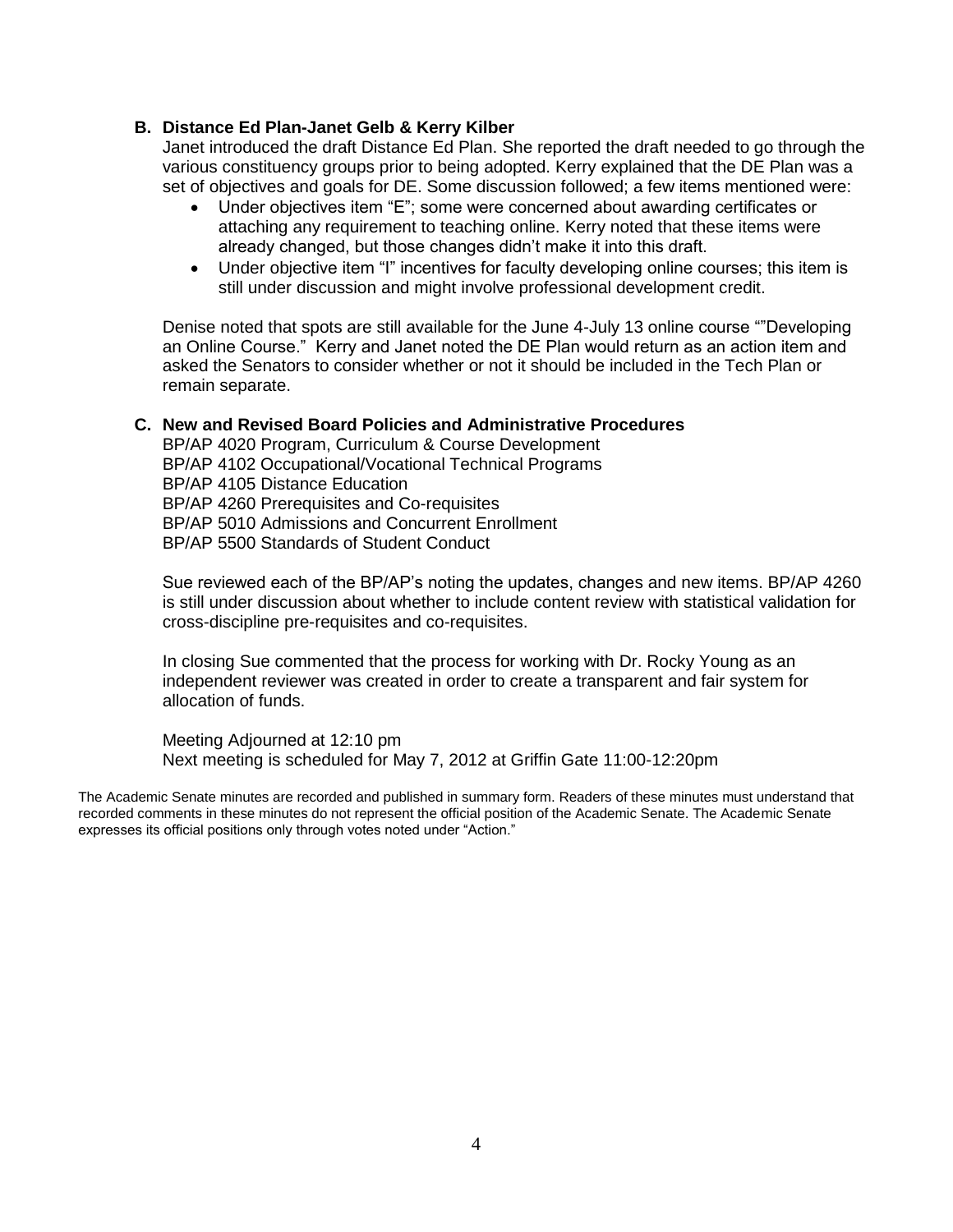**B. Distance Ed Plan-Janet Gelb & Kerry Kilber**

Janet introduced the draft Distance Ed Plan. She reported the draft needed to go through the various constituency groups prior to being adopted. Kerry explained that the DE Plan was a set of objectives and goals for DE. Some discussion followed; a few items mentioned were:

- Under objectives item "E"; some were concerned about awarding certificates or attaching any requirement to teaching online. Kerry noted that these items were already changed, but those changes didn't make it into this draft.
- Under objective item "I" incentives for faculty developing online courses; this item is still under discussion and might involve professional development credit.

Denise noted that spots are still available for the June 4-July 13 online course ""Developing an Online Course." Kerry and Janet noted the DE Plan would return as an action item and asked the Senators to consider whether or not it should be included in the Tech Plan or remain separate.

**C. New and Revised Board Policies and Administrative Procedures**

BP/AP 4020 Program, Curriculum & Course Development
BP/AP 4102 Occupational/Vocational Technical Programs
BP/AP 4105 Distance Education
BP/AP 4260 Prerequisites and Co-requisites
BP/AP 5010 Admissions and Concurrent Enrollment
BP/AP 5500 Standards of Student Conduct

Sue reviewed each of the BP/AP's noting the updates, changes and new items. BP/AP 4260 is still under discussion about whether to include content review with statistical validation for cross-discipline pre-requisites and co-requisites.

In closing Sue commented that the process for working with Dr. Rocky Young as an independent reviewer was created in order to create a transparent and fair system for allocation of funds.

Meeting Adjourned at 12:10 pm
Next meeting is scheduled for May 7, 2012 at Griffin Gate 11:00-12:20pm

The Academic Senate minutes are recorded and published in summary form. Readers of these minutes must understand that recorded comments in these minutes do not represent the official position of the Academic Senate. The Academic Senate expresses its official positions only through votes noted under "Action."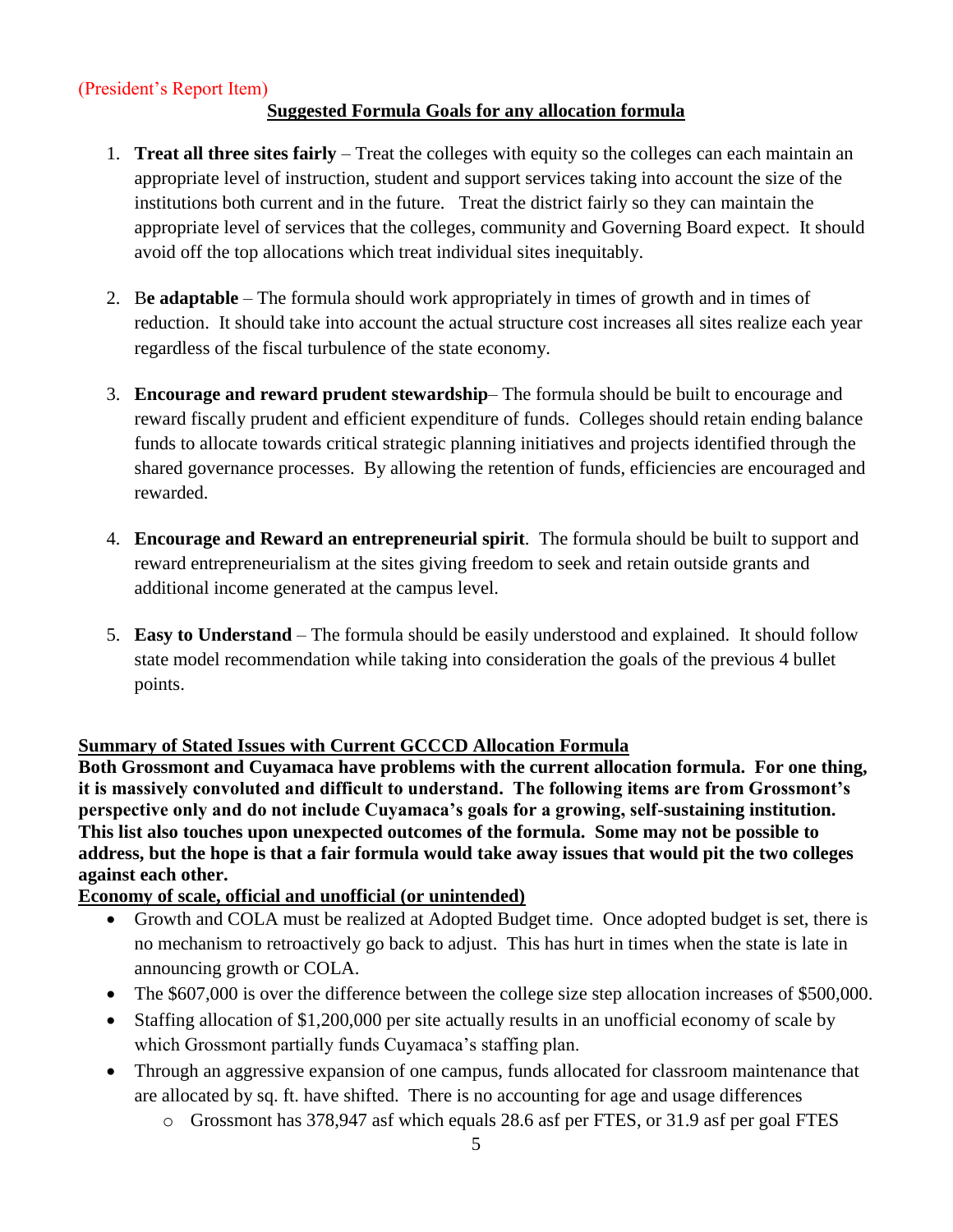(President's Report Item)

## Suggested Formula Goals for any allocation formula

1. **Treat all three sites fairly** – Treat the colleges with equity so the colleges can each maintain an appropriate level of instruction, student and support services taking into account the size of the institutions both current and in the future. Treat the district fairly so they can maintain the appropriate level of services that the colleges, community and Governing Board expect. It should avoid off the top allocations which treat individual sites inequitably.

2. B**e adaptable** – The formula should work appropriately in times of growth and in times of reduction. It should take into account the actual structure cost increases all sites realize each year regardless of the fiscal turbulence of the state economy.

3. **Encourage and reward prudent stewardship**– The formula should be built to encourage and reward fiscally prudent and efficient expenditure of funds. Colleges should retain ending balance funds to allocate towards critical strategic planning initiatives and projects identified through the shared governance processes. By allowing the retention of funds, efficiencies are encouraged and rewarded.

4. **Encourage and Reward an entrepreneurial spirit**. The formula should be built to support and reward entrepreneurialism at the sites giving freedom to seek and retain outside grants and additional income generated at the campus level.

5. **Easy to Understand** – The formula should be easily understood and explained. It should follow state model recommendation while taking into consideration the goals of the previous 4 bullet points.

## Summary of Stated Issues with Current GCCCD Allocation Formula

**Both Grossmont and Cuyamaca have problems with the current allocation formula. For one thing, it is massively convoluted and difficult to understand. The following items are from Grossmont's perspective only and do not include Cuyamaca's goals for a growing, self-sustaining institution. This list also touches upon unexpected outcomes of the formula. Some may not be possible to address, but the hope is that a fair formula would take away issues that would pit the two colleges against each other.**

### Economy of scale, official and unofficial (or unintended)

- Growth and COLA must be realized at Adopted Budget time. Once adopted budget is set, there is no mechanism to retroactively go back to adjust. This has hurt in times when the state is late in announcing growth or COLA.
- The $607,000 is over the difference between the college size step allocation increases of $500,000.
- Staffing allocation of $1,200,000 per site actually results in an unofficial economy of scale by which Grossmont partially funds Cuyamaca's staffing plan.
- Through an aggressive expansion of one campus, funds allocated for classroom maintenance that are allocated by sq. ft. have shifted. There is no accounting for age and usage differences
  - Grossmont has 378,947 asf which equals 28.6 asf per FTES, or 31.9 asf per goal FTES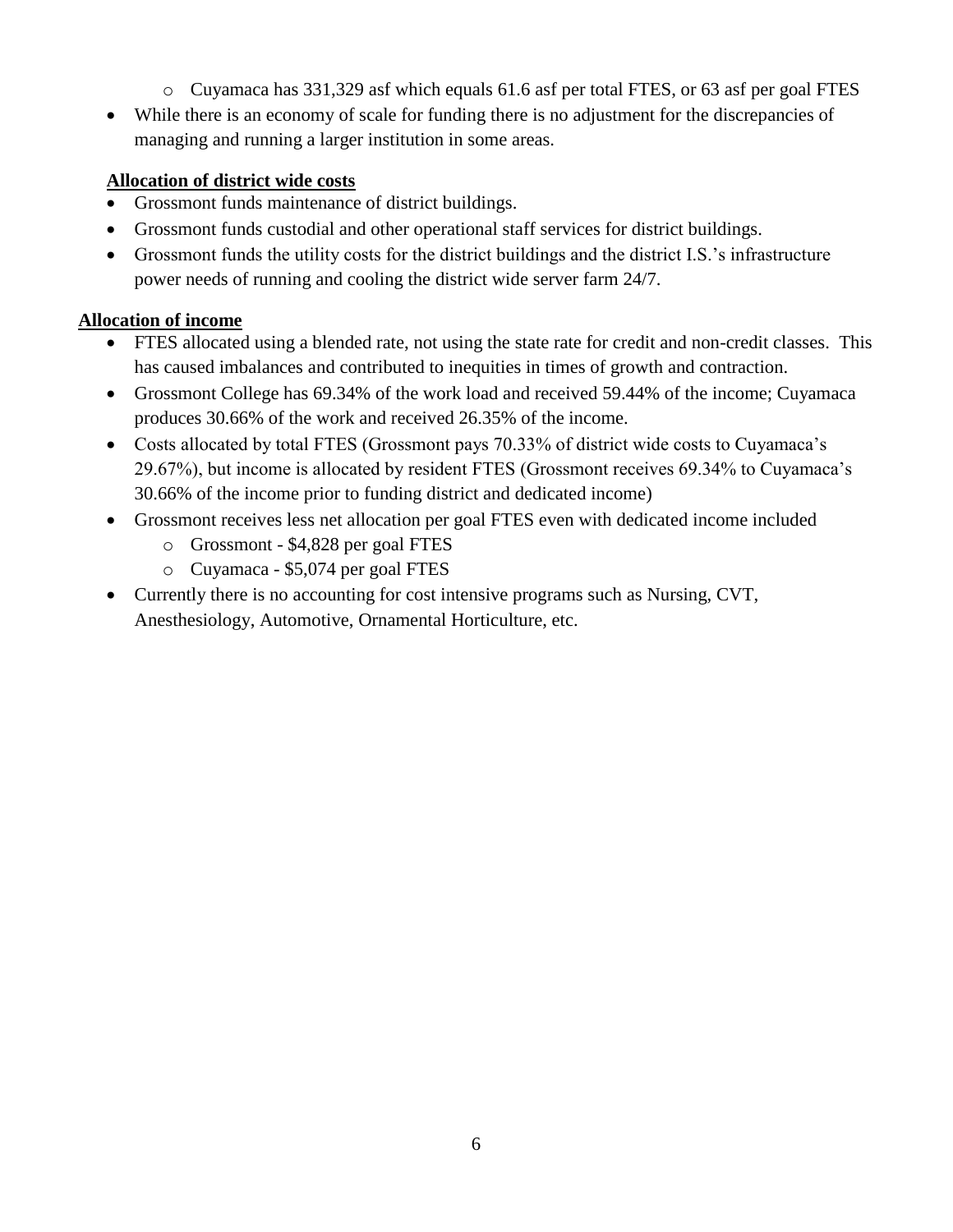- Cuyamaca has 331,329 asf which equals 61.6 asf per total FTES, or 63 asf per goal FTES
- While there is an economy of scale for funding there is no adjustment for the discrepancies of managing and running a larger institution in some areas.

**Allocation of district wide costs**

- Grossmont funds maintenance of district buildings.
- Grossmont funds custodial and other operational staff services for district buildings.
- Grossmont funds the utility costs for the district buildings and the district I.S.'s infrastructure power needs of running and cooling the district wide server farm 24/7.

**Allocation of income**

- FTES allocated using a blended rate, not using the state rate for credit and non-credit classes. This has caused imbalances and contributed to inequities in times of growth and contraction.
- Grossmont College has 69.34% of the work load and received 59.44% of the income; Cuyamaca produces 30.66% of the work and received 26.35% of the income.
- Costs allocated by total FTES (Grossmont pays 70.33% of district wide costs to Cuyamaca's 29.67%), but income is allocated by resident FTES (Grossmont receives 69.34% to Cuyamaca's 30.66% of the income prior to funding district and dedicated income)
- Grossmont receives less net allocation per goal FTES even with dedicated income included
  - Grossmont - $4,828 per goal FTES
  - Cuyamaca - $5,074 per goal FTES
- Currently there is no accounting for cost intensive programs such as Nursing, CVT, Anesthesiology, Automotive, Ornamental Horticulture, etc.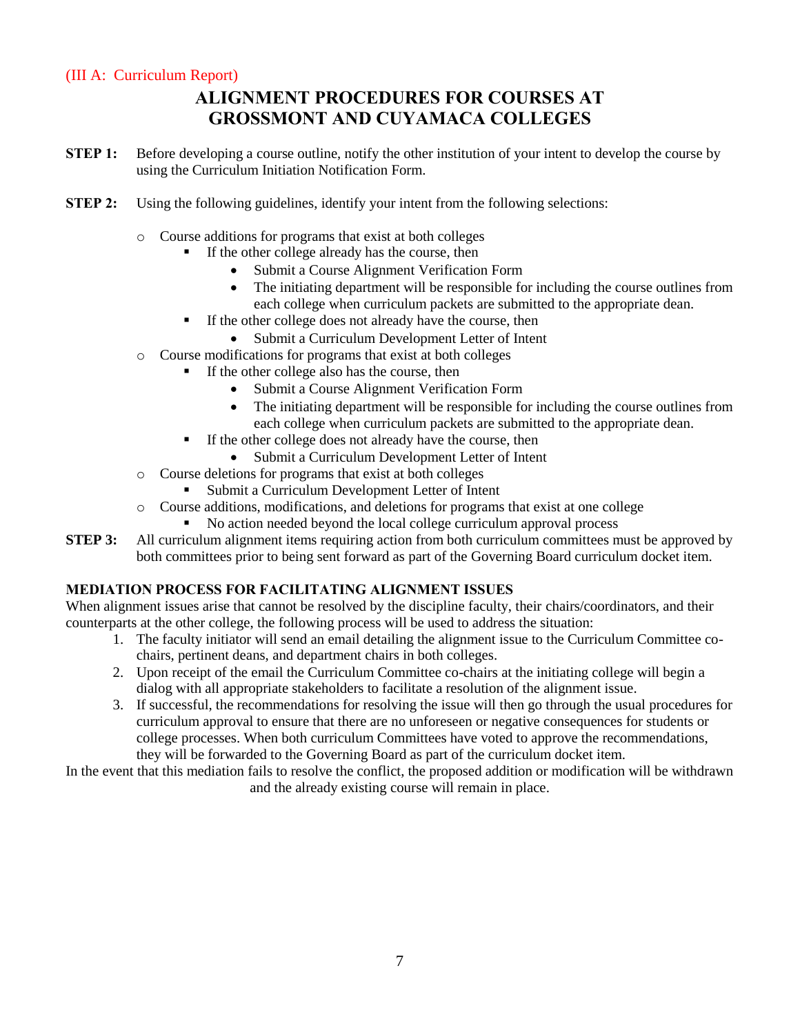(III A: Curriculum Report)

# ALIGNMENT PROCEDURES FOR COURSES AT GROSSMONT AND CUYAMACA COLLEGES

**STEP 1:** Before developing a course outline, notify the other institution of your intent to develop the course by using the Curriculum Initiation Notification Form.

**STEP 2:** Using the following guidelines, identify your intent from the following selections:

- Course additions for programs that exist at both colleges
  - If the other college already has the course, then
    - Submit a Course Alignment Verification Form
    - The initiating department will be responsible for including the course outlines from each college when curriculum packets are submitted to the appropriate dean.
  - If the other college does not already have the course, then
    - Submit a Curriculum Development Letter of Intent
- Course modifications for programs that exist at both colleges
  - If the other college also has the course, then
    - Submit a Course Alignment Verification Form
    - The initiating department will be responsible for including the course outlines from each college when curriculum packets are submitted to the appropriate dean.
  - If the other college does not already have the course, then
    - Submit a Curriculum Development Letter of Intent
- Course deletions for programs that exist at both colleges
  - Submit a Curriculum Development Letter of Intent
- Course additions, modifications, and deletions for programs that exist at one college
  - No action needed beyond the local college curriculum approval process

**STEP 3:** All curriculum alignment items requiring action from both curriculum committees must be approved by both committees prior to being sent forward as part of the Governing Board curriculum docket item.

### MEDIATION PROCESS FOR FACILITATING ALIGNMENT ISSUES

When alignment issues arise that cannot be resolved by the discipline faculty, their chairs/coordinators, and their counterparts at the other college, the following process will be used to address the situation:

1. The faculty initiator will send an email detailing the alignment issue to the Curriculum Committee co-chairs, pertinent deans, and department chairs in both colleges.
2. Upon receipt of the email the Curriculum Committee co-chairs at the initiating college will begin a dialog with all appropriate stakeholders to facilitate a resolution of the alignment issue.
3. If successful, the recommendations for resolving the issue will then go through the usual procedures for curriculum approval to ensure that there are no unforeseen or negative consequences for students or college processes. When both curriculum Committees have voted to approve the recommendations, they will be forwarded to the Governing Board as part of the curriculum docket item.

In the event that this mediation fails to resolve the conflict, the proposed addition or modification will be withdrawn and the already existing course will remain in place.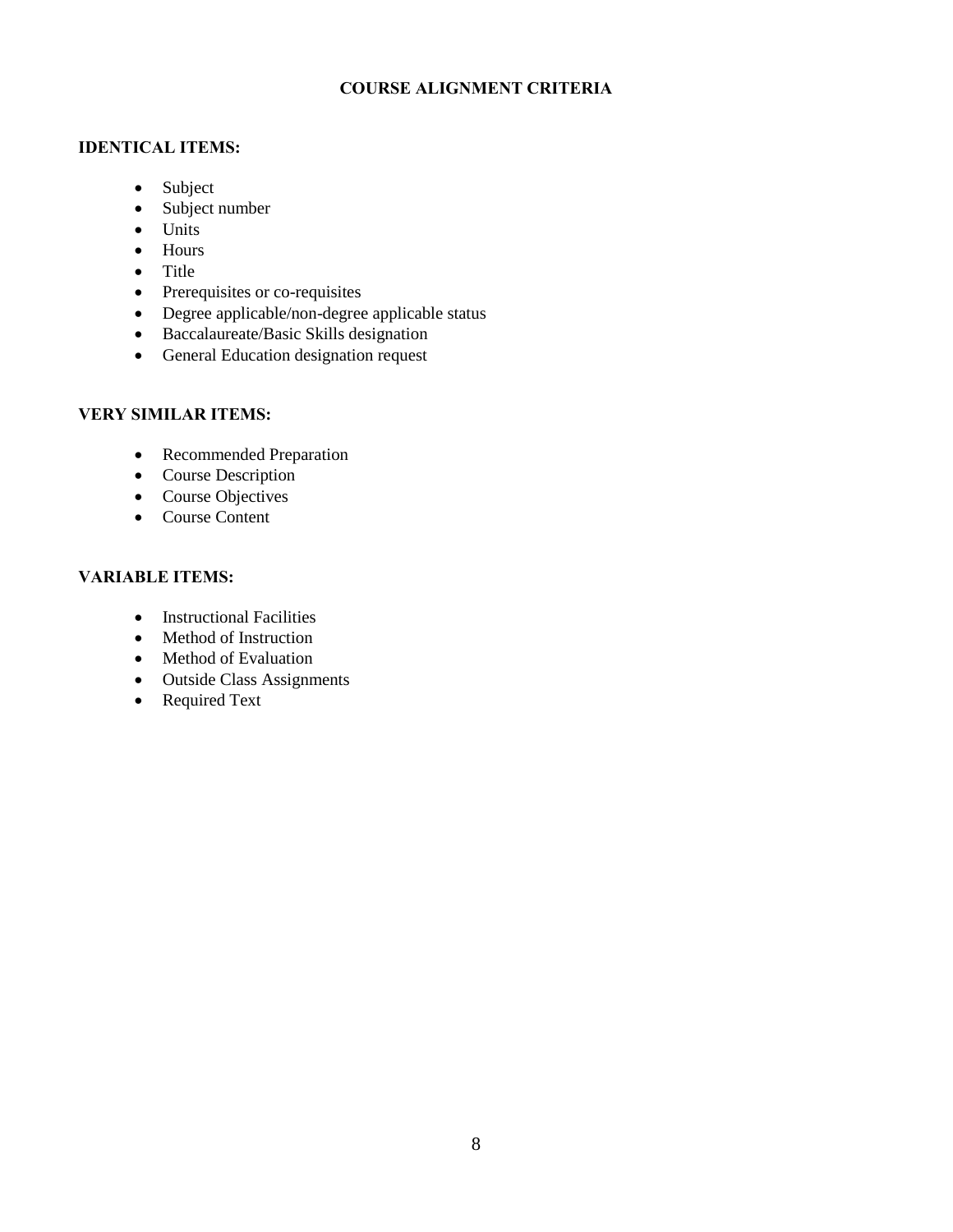# COURSE ALIGNMENT CRITERIA

## IDENTICAL ITEMS:

- Subject
- Subject number
- Units
- Hours
- Title
- Prerequisites or co-requisites
- Degree applicable/non-degree applicable status
- Baccalaureate/Basic Skills designation
- General Education designation request

## VERY SIMILAR ITEMS:

- Recommended Preparation
- Course Description
- Course Objectives
- Course Content

## VARIABLE ITEMS:

- Instructional Facilities
- Method of Instruction
- Method of Evaluation
- Outside Class Assignments
- Required Text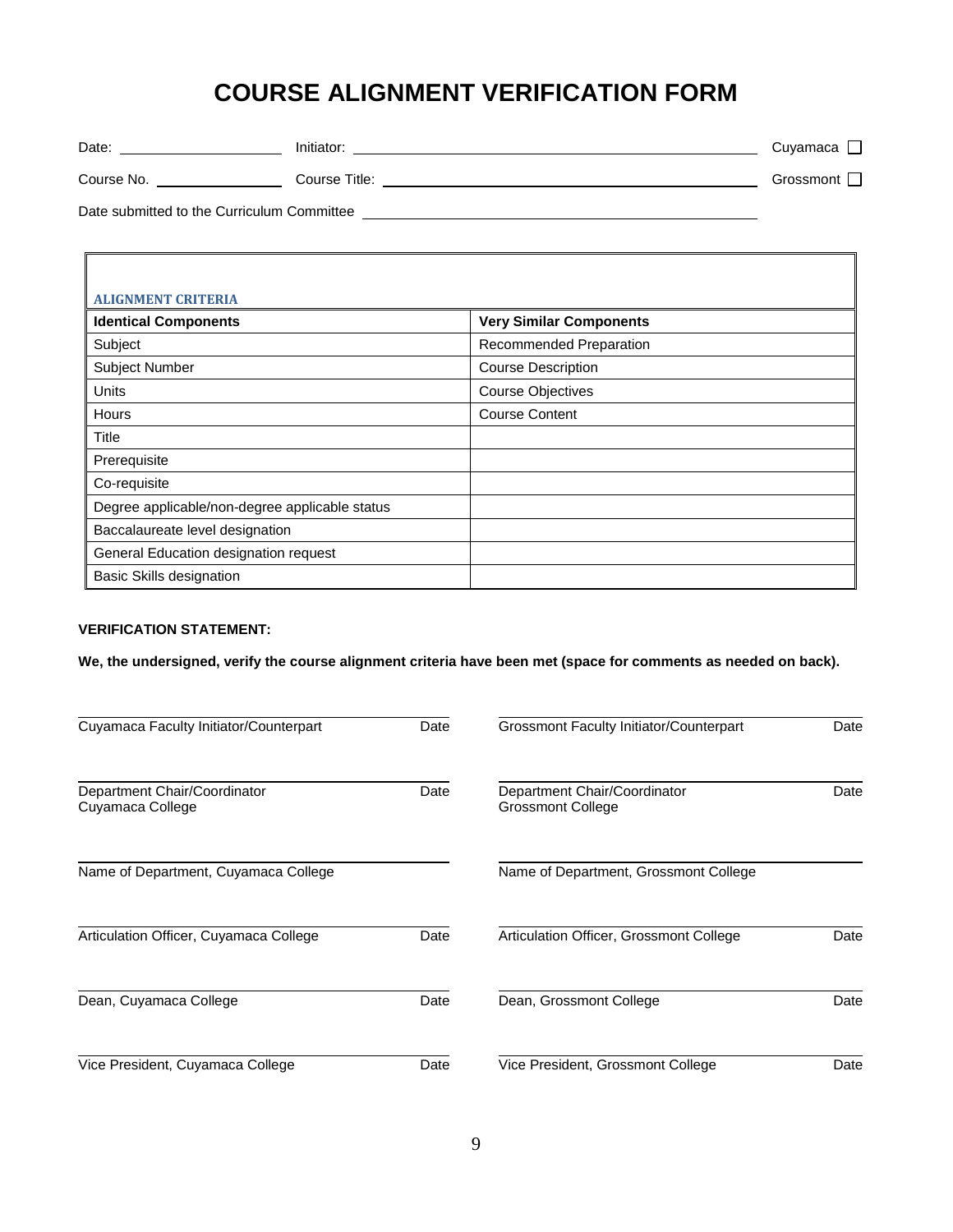# COURSE ALIGNMENT VERIFICATION FORM

Date: ____________________ Initiator: ______________________________________________ Cuyamaca ☐

Course No. ________________ Course Title: ____________________________________________ Grossmont ☐

Date submitted to the Curriculum Committee ______________________________________________

**ALIGNMENT CRITERIA**

| Identical Components | Very Similar Components |
|---|---|
| Subject | Recommended Preparation |
| Subject Number | Course Description |
| Units | Course Objectives |
| Hours | Course Content |
| Title | |
| Prerequisite | |
| Co-requisite | |
| Degree applicable/non-degree applicable status | |
| Baccalaureate level designation | |
| General Education designation request | |
| Basic Skills designation | |

**VERIFICATION STATEMENT:**

**We, the undersigned, verify the course alignment criteria have been met (space for comments as needed on back).**

| | | | |
|---|---|---|---|
| Cuyamaca Faculty Initiator/Counterpart | Date | Grossmont Faculty Initiator/Counterpart | Date |
| Department Chair/Coordinator<br>Cuyamaca College | Date | Department Chair/Coordinator<br>Grossmont College | Date |
| Name of Department, Cuyamaca College | | Name of Department, Grossmont College | |
| Articulation Officer, Cuyamaca College | Date | Articulation Officer, Grossmont College | Date |
| Dean, Cuyamaca College | Date | Dean, Grossmont College | Date |
| Vice President, Cuyamaca College | Date | Vice President, Grossmont College | Date |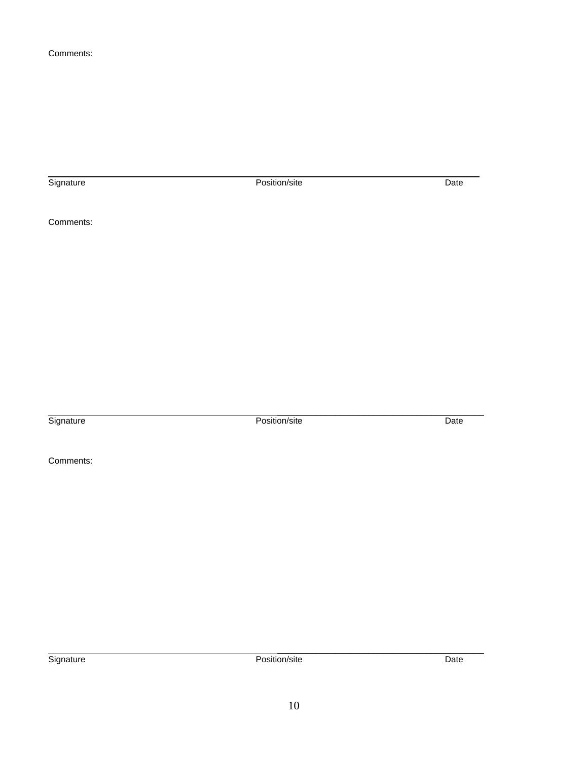Comments:

Signature Position/site Date

Comments:

Signature Position/site Date

Comments:

Signature Position/site Date